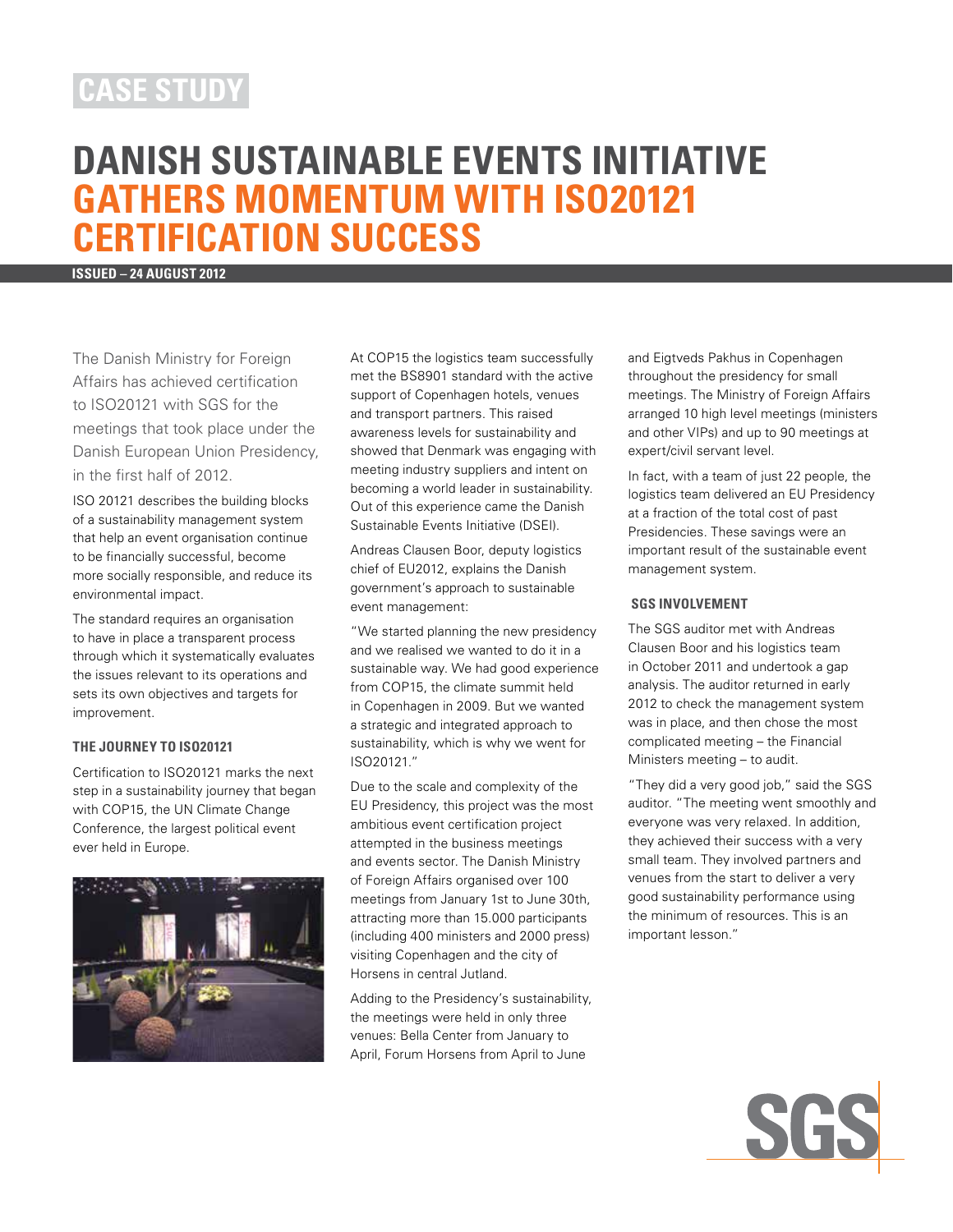CASE STUDY

# DANISH SUSTAINABLE EVENTS INITIATIVE GATHERS MOMENTUM WITH ISO20121 CERTIFICATION SUCCESS

**ISSUED – 24 AUGUST 2012**

The Danish Ministry for Foreign Affairs has achieved certification to ISO20121 with SGS for the meetings that took place under the Danish European Union Presidency, in the first half of 2012.

ISO 20121 describes the building blocks of a sustainability management system that help an event organisation continue to be financially successful, become more socially responsible, and reduce its environmental impact.

The standard requires an organisation to have in place a transparent process through which it systematically evaluates the issues relevant to its operations and sets its own objectives and targets for improvement.

### THE JOURNEY TO ISO20121

Certification to ISO20121 marks the next step in a sustainability journey that began with COP15, the UN Climate Change Conference, the largest political event ever held in Europe.

At COP15 the logistics team successfully met the BS8901 standard with the active support of Copenhagen hotels, venues and transport partners. This raised awareness levels for sustainability and showed that Denmark was engaging with meeting industry suppliers and intent on becoming a world leader in sustainability. Out of this experience came the Danish Sustainable Events Initiative (DSEI).

Andreas Clausen Boor, deputy logistics chief of EU2012, explains the Danish government's approach to sustainable event management:

"We started planning the new presidency and we realised we wanted to do it in a sustainable way. We had good experience from COP15, the climate summit held in Copenhagen in 2009. But we wanted a strategic and integrated approach to sustainability, which is why we went for ISO20121."

Due to the scale and complexity of the EU Presidency, this project was the most ambitious event certification project attempted in the business meetings and events sector. The Danish Ministry of Foreign Affairs organised over 100 meetings from January 1st to June 30th, attracting more than 15.000 participants (including 400 ministers and 2000 press) visiting Copenhagen and the city of Horsens in central Jutland.

Adding to the Presidency's sustainability, the meetings were held in only three venues: Bella Center from January to April, Forum Horsens from April to June and Eigtveds Pakhus in Copenhagen throughout the presidency for small meetings. The Ministry of Foreign Affairs arranged 10 high level meetings (ministers and other VIPs) and up to 90 meetings at expert/civil servant level.

In fact, with a team of just 22 people, the logistics team delivered an EU Presidency at a fraction of the total cost of past Presidencies. These savings were an important result of the sustainable event management system.

### SGS INVOLVEMENT

The SGS auditor met with Andreas Clausen Boor and his logistics team in October 2011 and undertook a gap analysis. The auditor returned in early 2012 to check the management system was in place, and then chose the most complicated meeting – the Financial Ministers meeting – to audit.

"They did a very good job," said the SGS auditor. "The meeting went smoothly and everyone was very relaxed. In addition, they achieved their success with a very small team. They involved partners and venues from the start to deliver a very good sustainability performance using the minimum of resources. This is an important lesson."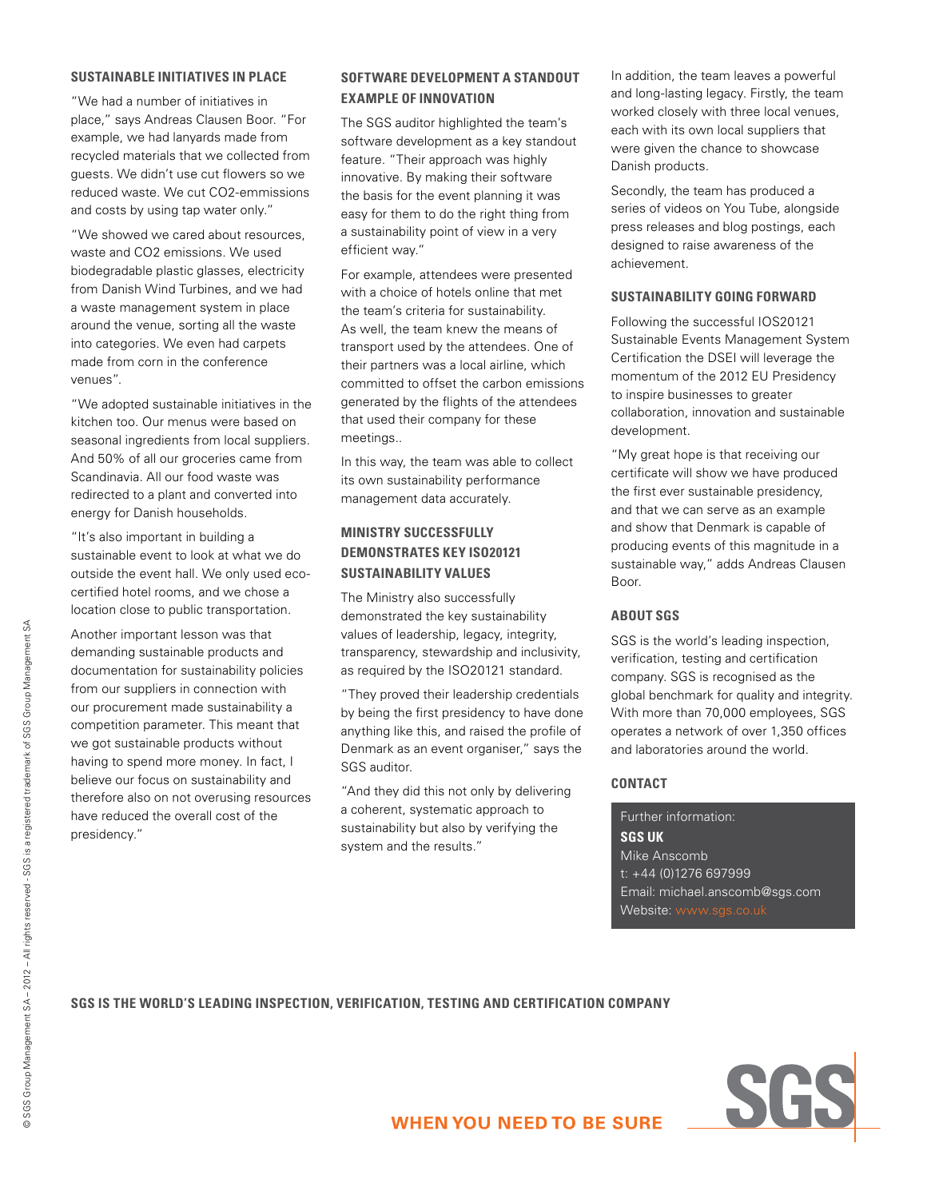## SUSTAINABLE INITIATIVES IN PLACE

"We had a number of initiatives in place," says Andreas Clausen Boor. "For example, we had lanyards made from recycled materials that we collected from guests. We didn't use cut flowers so we reduced waste. We cut CO2-emmissions and costs by using tap water only."

"We showed we cared about resources, waste and CO2 emissions. We used biodegradable plastic glasses, electricity from Danish Wind Turbines, and we had a waste management system in place around the venue, sorting all the waste into categories. We even had carpets made from corn in the conference venues".

"We adopted sustainable initiatives in the kitchen too. Our menus were based on seasonal ingredients from local suppliers. And 50% of all our groceries came from Scandinavia. All our food waste was redirected to a plant and converted into energy for Danish households.

"It's also important in building a sustainable event to look at what we do outside the event hall. We only used eco-certified hotel rooms, and we chose a location close to public transportation.

Another important lesson was that demanding sustainable products and documentation for sustainability policies from our suppliers in connection with our procurement made sustainability a competition parameter. This meant that we got sustainable products without having to spend more money. In fact, I believe our focus on sustainability and therefore also on not overusing resources have reduced the overall cost of the presidency."

## SOFTWARE DEVELOPMENT A STANDOUT EXAMPLE OF INNOVATION

The SGS auditor highlighted the team's software development as a key standout feature. "Their approach was highly innovative. By making their software the basis for the event planning it was easy for them to do the right thing from a sustainability point of view in a very efficient way."

For example, attendees were presented with a choice of hotels online that met the team's criteria for sustainability. As well, the team knew the means of transport used by the attendees. One of their partners was a local airline, which committed to offset the carbon emissions generated by the flights of the attendees that used their company for these meetings..

In this way, the team was able to collect its own sustainability performance management data accurately.

## MINISTRY SUCCESSFULLY DEMONSTRATES KEY ISO20121 SUSTAINABILITY VALUES

The Ministry also successfully demonstrated the key sustainability values of leadership, legacy, integrity, transparency, stewardship and inclusivity, as required by the ISO20121 standard.

"They proved their leadership credentials by being the first presidency to have done anything like this, and raised the profile of Denmark as an event organiser," says the SGS auditor.

"And they did this not only by delivering a coherent, systematic approach to sustainability but also by verifying the system and the results."

In addition, the team leaves a powerful and long-lasting legacy. Firstly, the team worked closely with three local venues, each with its own local suppliers that were given the chance to showcase Danish products.

Secondly, the team has produced a series of videos on You Tube, alongside press releases and blog postings, each designed to raise awareness of the achievement.

## SUSTAINABILITY GOING FORWARD

Following the successful IOS20121 Sustainable Events Management System Certification the DSEI will leverage the momentum of the 2012 EU Presidency to inspire businesses to greater collaboration, innovation and sustainable development.

"My great hope is that receiving our certificate will show we have produced the first ever sustainable presidency, and that we can serve as an example and show that Denmark is capable of producing events of this magnitude in a sustainable way," adds Andreas Clausen Boor.

## ABOUT SGS

SGS is the world's leading inspection, verification, testing and certification company. SGS is recognised as the global benchmark for quality and integrity. With more than 70,000 employees, SGS operates a network of over 1,350 offices and laboratories around the world.

## CONTACT

Further information:
**SGS UK**
Mike Anscomb
t: +44 (0)1276 697999
Email: michael.anscomb@sgs.com
Website: www.sgs.co.uk

**SGS IS THE WORLD'S LEADING INSPECTION, VERIFICATION, TESTING AND CERTIFICATION COMPANY**

WHEN YOU NEED TO BE SURE

SGS

© SGS Group Management SA – 2012 – All rights reserved - SGS is a registered trademark of SGS Group Management SA